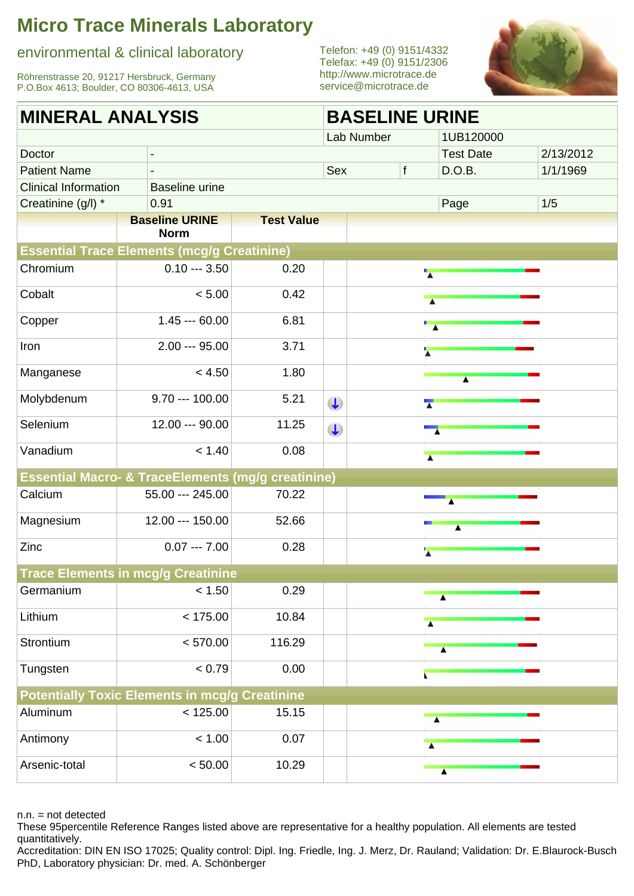# Micro Trace Minerals Laboratory

environmental & clinical laboratory

Röhrenstrasse 20, 91217 Hersbruck, Germany
P.O.Box 4613; Boulder, CO 80306-4613, USA

Telefon: +49 (0) 9151/4332
Telefax: +49 (0) 9151/2306
http://www.microtrace.de
service@microtrace.de

## MINERAL ANALYSIS — BASELINE URINE

| | | | | | |
|---|---|---|---|---|---|
| | | Lab Number | | 1UB120000 | |
| Doctor | - | | | Test Date | 2/13/2012 |
| Patient Name | - | Sex | f | D.O.B. | 1/1/1969 |
| Clinical Information | Baseline urine | | | | |
| Creatinine (g/l) * | 0.91 | | | Page | 1/5 |

| | Baseline URINE Norm | Test Value | |
|---|---|---|---|
| **Essential Trace Elements (mcg/g Creatinine)** | | | |
| Chromium | 0.10 --- 3.50 | 0.20 | |
| Cobalt | < 5.00 | 0.42 | |
| Copper | 1.45 --- 60.00 | 6.81 | |
| Iron | 2.00 --- 95.00 | 3.71 | |
| Manganese | < 4.50 | 1.80 | |
| Molybdenum | 9.70 --- 100.00 | 5.21 | ↓ |
| Selenium | 12.00 --- 90.00 | 11.25 | ↓ |
| Vanadium | < 1.40 | 0.08 | |
| **Essential Macro- & TraceElements (mg/g creatinine)** | | | |
| Calcium | 55.00 --- 245.00 | 70.22 | |
| Magnesium | 12.00 --- 150.00 | 52.66 | |
| Zinc | 0.07 --- 7.00 | 0.28 | |
| **Trace Elements in mcg/g Creatinine** | | | |
| Germanium | < 1.50 | 0.29 | |
| Lithium | < 175.00 | 10.84 | |
| Strontium | < 570.00 | 116.29 | |
| Tungsten | < 0.79 | 0.00 | |
| **Potentially Toxic Elements in mcg/g Creatinine** | | | |
| Aluminum | < 125.00 | 15.15 | |
| Antimony | < 1.00 | 0.07 | |
| Arsenic-total | < 50.00 | 10.29 | |

n.n. = not detected

These 95percentile Reference Ranges listed above are representative for a healthy population. All elements are tested quantitatively.

Accreditation: DIN EN ISO 17025; Quality control: Dipl. Ing. Friedle, Ing. J. Merz, Dr. Rauland; Validation: Dr. E.Blaurock-Busch PhD, Laboratory physician: Dr. med. A. Schönberger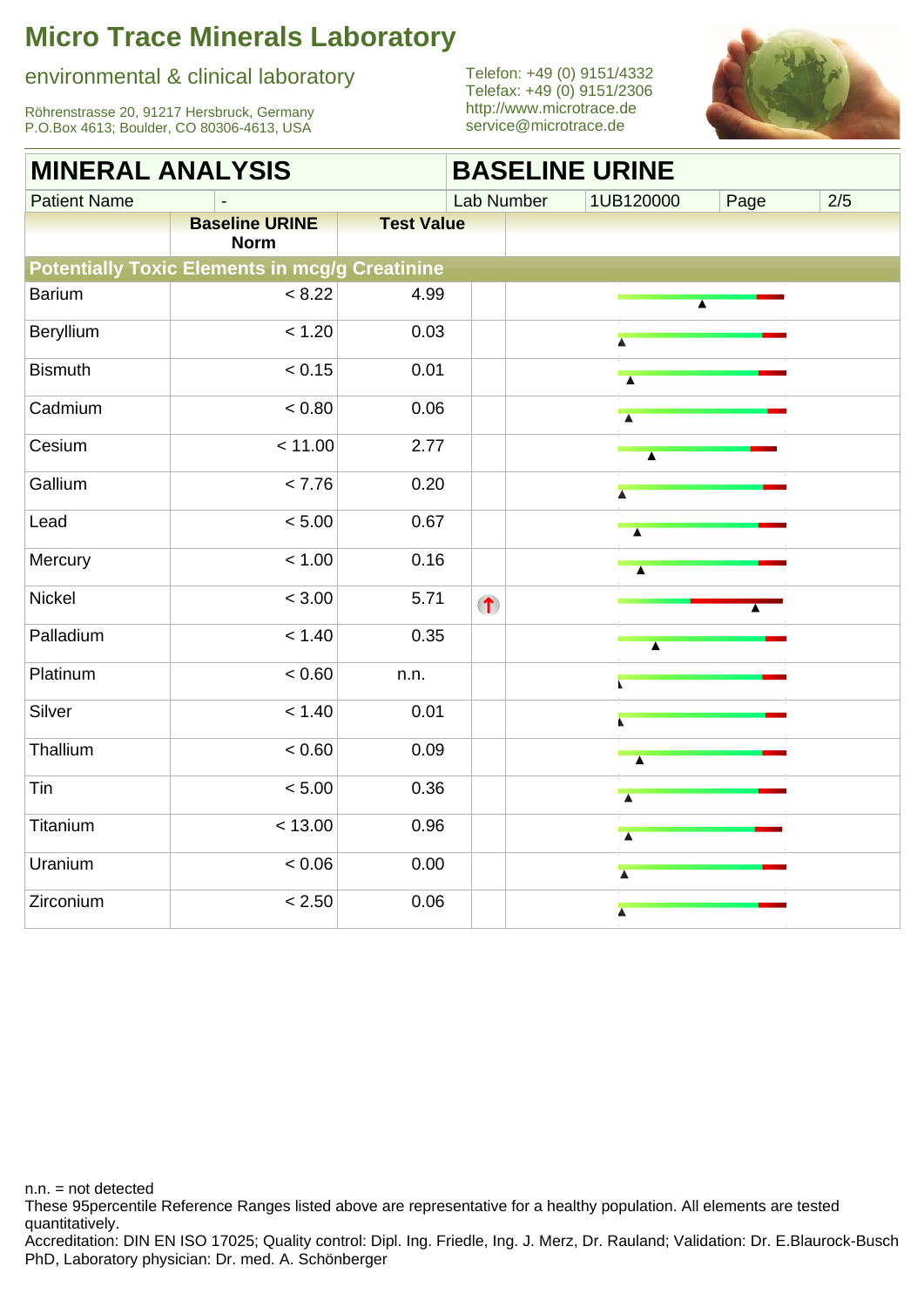# Micro Trace Minerals Laboratory

environmental & clinical laboratory

Röhrenstrasse 20, 91217 Hersbruck, Germany
P.O.Box 4613; Boulder, CO 80306-4613, USA

Telefon: +49 (0) 9151/4332
Telefax: +49 (0) 9151/2306
http://www.microtrace.de
service@microtrace.de

## MINERAL ANALYSIS — BASELINE URINE

| Patient Name | - | Lab Number | 1UB120000 | Page | 2/5 |
|---|---|---|---|---|---|

| | Baseline URINE Norm | Test Value | |
|---|---|---|---|
| **Potentially Toxic Elements in mcg/g Creatinine** | | | |
| Barium | < 8.22 | 4.99 | |
| Beryllium | < 1.20 | 0.03 | |
| Bismuth | < 0.15 | 0.01 | |
| Cadmium | < 0.80 | 0.06 | |
| Cesium | < 11.00 | 2.77 | |
| Gallium | < 7.76 | 0.20 | |
| Lead | < 5.00 | 0.67 | |
| Mercury | < 1.00 | 0.16 | |
| Nickel | < 3.00 | 5.71 | ↑ |
| Palladium | < 1.40 | 0.35 | |
| Platinum | < 0.60 | n.n. | |
| Silver | < 1.40 | 0.01 | |
| Thallium | < 0.60 | 0.09 | |
| Tin | < 5.00 | 0.36 | |
| Titanium | < 13.00 | 0.96 | |
| Uranium | < 0.06 | 0.00 | |
| Zirconium | < 2.50 | 0.06 | |

n.n. = not detected

These 95percentile Reference Ranges listed above are representative for a healthy population. All elements are tested quantitatively.

Accreditation: DIN EN ISO 17025; Quality control: Dipl. Ing. Friedle, Ing. J. Merz, Dr. Rauland; Validation: Dr. E.Blaurock-Busch PhD, Laboratory physician: Dr. med. A. Schönberger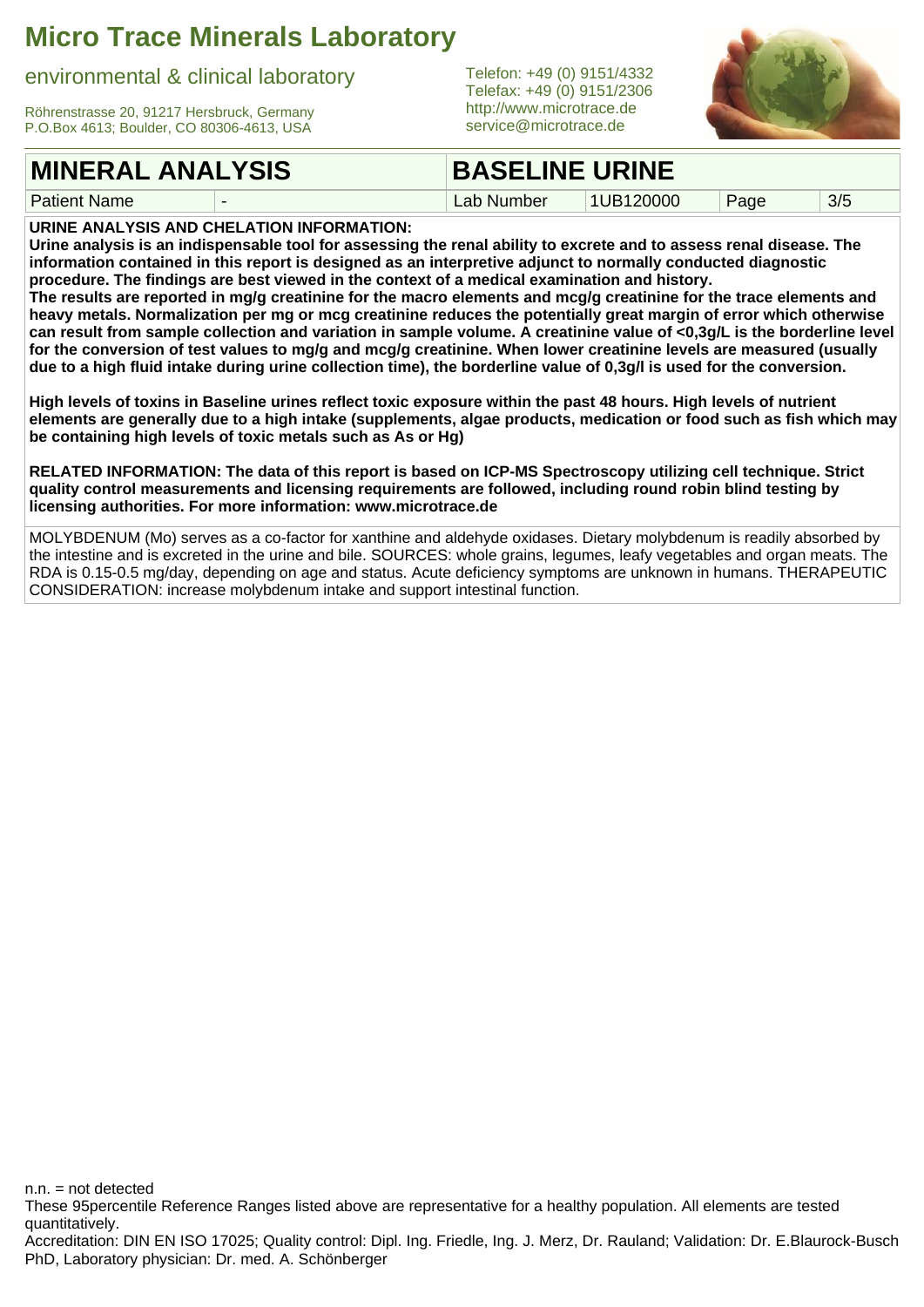# Micro Trace Minerals Laboratory

environmental & clinical laboratory

Röhrenstrasse 20, 91217 Hersbruck, Germany
P.O.Box 4613; Boulder, CO 80306-4613, USA

Telefon: +49 (0) 9151/4332
Telefax: +49 (0) 9151/2306
http://www.microtrace.de
service@microtrace.de

| MINERAL ANALYSIS | | BASELINE URINE | | | |
|---|---|---|---|---|---|
| Patient Name | - | Lab Number | 1UB120000 | Page | 3/5 |

**URINE ANALYSIS AND CHELATION INFORMATION:**
**Urine analysis is an indispensable tool for assessing the renal ability to excrete and to assess renal disease. The information contained in this report is designed as an interpretive adjunct to normally conducted diagnostic procedure. The findings are best viewed in the context of a medical examination and history.**
**The results are reported in mg/g creatinine for the macro elements and mcg/g creatinine for the trace elements and heavy metals. Normalization per mg or mcg creatinine reduces the potentially great margin of error which otherwise can result from sample collection and variation in sample volume. A creatinine value of <0,3g/L is the borderline level for the conversion of test values to mg/g and mcg/g creatinine. When lower creatinine levels are measured (usually due to a high fluid intake during urine collection time), the borderline value of 0,3g/l is used for the conversion.**

**High levels of toxins in Baseline urines reflect toxic exposure within the past 48 hours. High levels of nutrient elements are generally due to a high intake (supplements, algae products, medication or food such as fish which may be containing high levels of toxic metals such as As or Hg)**

**RELATED INFORMATION: The data of this report is based on ICP-MS Spectroscopy utilizing cell technique. Strict quality control measurements and licensing requirements are followed, including round robin blind testing by licensing authorities. For more information: www.microtrace.de**

MOLYBDENUM (Mo) serves as a co-factor for xanthine and aldehyde oxidases. Dietary molybdenum is readily absorbed by the intestine and is excreted in the urine and bile. SOURCES: whole grains, legumes, leafy vegetables and organ meats. The RDA is 0.15-0.5 mg/day, depending on age and status. Acute deficiency symptoms are unknown in humans. THERAPEUTIC CONSIDERATION: increase molybdenum intake and support intestinal function.

n.n. = not detected
These 95percentile Reference Ranges listed above are representative for a healthy population. All elements are tested quantitatively.
Accreditation: DIN EN ISO 17025; Quality control: Dipl. Ing. Friedle, Ing. J. Merz, Dr. Rauland; Validation: Dr. E.Blaurock-Busch PhD, Laboratory physician: Dr. med. A. Schönberger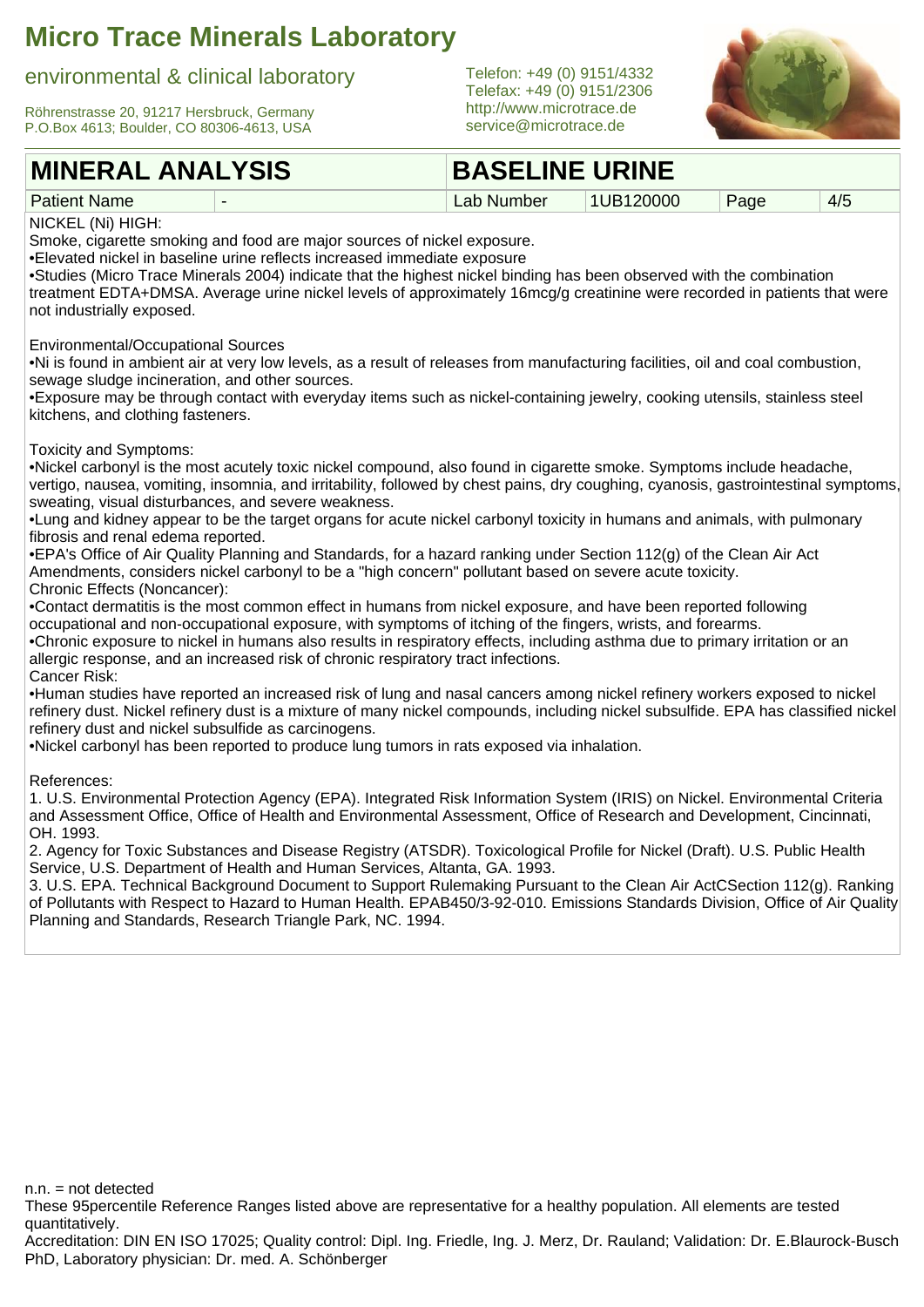# Micro Trace Minerals Laboratory

environmental & clinical laboratory

Röhrenstrasse 20, 91217 Hersbruck, Germany
P.O.Box 4613; Boulder, CO 80306-4613, USA

Telefon: +49 (0) 9151/4332
Telefax: +49 (0) 9151/2306
http://www.microtrace.de
service@microtrace.de

| MINERAL ANALYSIS | | BASELINE URINE | | | |
|---|---|---|---|---|---|
| Patient Name | - | Lab Number | 1UB120000 | Page | 4/5 |

NICKEL (Ni) HIGH:
Smoke, cigarette smoking and food are major sources of nickel exposure.
•Elevated nickel in baseline urine reflects increased immediate exposure
•Studies (Micro Trace Minerals 2004) indicate that the highest nickel binding has been observed with the combination treatment EDTA+DMSA. Average urine nickel levels of approximately 16mcg/g creatinine were recorded in patients that were not industrially exposed.

Environmental/Occupational Sources
•Ni is found in ambient air at very low levels, as a result of releases from manufacturing facilities, oil and coal combustion, sewage sludge incineration, and other sources.
•Exposure may be through contact with everyday items such as nickel-containing jewelry, cooking utensils, stainless steel kitchens, and clothing fasteners.

Toxicity and Symptoms:
•Nickel carbonyl is the most acutely toxic nickel compound, also found in cigarette smoke. Symptoms include headache, vertigo, nausea, vomiting, insomnia, and irritability, followed by chest pains, dry coughing, cyanosis, gastrointestinal symptoms, sweating, visual disturbances, and severe weakness.
•Lung and kidney appear to be the target organs for acute nickel carbonyl toxicity in humans and animals, with pulmonary fibrosis and renal edema reported.
•EPA's Office of Air Quality Planning and Standards, for a hazard ranking under Section 112(g) of the Clean Air Act Amendments, considers nickel carbonyl to be a "high concern" pollutant based on severe acute toxicity.
Chronic Effects (Noncancer):
•Contact dermatitis is the most common effect in humans from nickel exposure, and have been reported following occupational and non-occupational exposure, with symptoms of itching of the fingers, wrists, and forearms.
•Chronic exposure to nickel in humans also results in respiratory effects, including asthma due to primary irritation or an allergic response, and an increased risk of chronic respiratory tract infections.
Cancer Risk:
•Human studies have reported an increased risk of lung and nasal cancers among nickel refinery workers exposed to nickel refinery dust. Nickel refinery dust is a mixture of many nickel compounds, including nickel subsulfide. EPA has classified nickel refinery dust and nickel subsulfide as carcinogens.
•Nickel carbonyl has been reported to produce lung tumors in rats exposed via inhalation.

References:
1. U.S. Environmental Protection Agency (EPA). Integrated Risk Information System (IRIS) on Nickel. Environmental Criteria and Assessment Office, Office of Health and Environmental Assessment, Office of Research and Development, Cincinnati, OH. 1993.
2. Agency for Toxic Substances and Disease Registry (ATSDR). Toxicological Profile for Nickel (Draft). U.S. Public Health Service, U.S. Department of Health and Human Services, Altanta, GA. 1993.
3. U.S. EPA. Technical Background Document to Support Rulemaking Pursuant to the Clean Air ActCSection 112(g). Ranking of Pollutants with Respect to Hazard to Human Health. EPAB450/3-92-010. Emissions Standards Division, Office of Air Quality Planning and Standards, Research Triangle Park, NC. 1994.

n.n. = not detected
These 95percentile Reference Ranges listed above are representative for a healthy population. All elements are tested quantitatively.
Accreditation: DIN EN ISO 17025; Quality control: Dipl. Ing. Friedle, Ing. J. Merz, Dr. Rauland; Validation: Dr. E.Blaurock-Busch PhD, Laboratory physician: Dr. med. A. Schönberger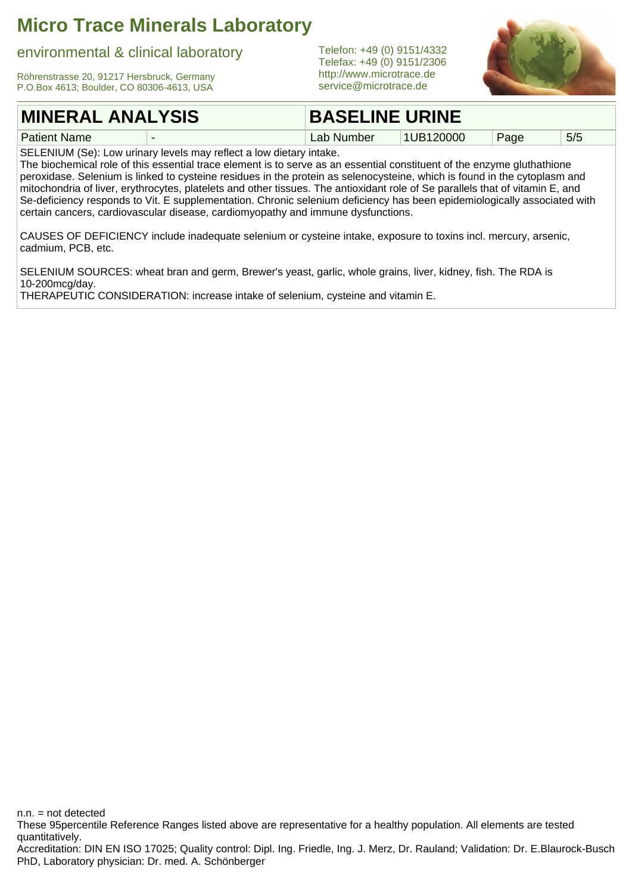# Micro Trace Minerals Laboratory

environmental & clinical laboratory

Röhrenstrasse 20, 91217 Hersbruck, Germany
P.O.Box 4613; Boulder, CO 80306-4613, USA

Telefon: +49 (0) 9151/4332
Telefax: +49 (0) 9151/2306
http://www.microtrace.de
service@microtrace.de

| MINERAL ANALYSIS | | BASELINE URINE | | | |
|---|---|---|---|---|---|
| Patient Name | - | Lab Number | 1UB120000 | Page | 5/5 |

SELENIUM (Se): Low urinary levels may reflect a low dietary intake.
The biochemical role of this essential trace element is to serve as an essential constituent of the enzyme gluthathione peroxidase. Selenium is linked to cysteine residues in the protein as selenocysteine, which is found in the cytoplasm and mitochondria of liver, erythrocytes, platelets and other tissues. The antioxidant role of Se parallels that of vitamin E, and Se-deficiency responds to Vit. E supplementation. Chronic selenium deficiency has been epidemiologically associated with certain cancers, cardiovascular disease, cardiomyopathy and immune dysfunctions.

CAUSES OF DEFICIENCY include inadequate selenium or cysteine intake, exposure to toxins incl. mercury, arsenic, cadmium, PCB, etc.

SELENIUM SOURCES: wheat bran and germ, Brewer's yeast, garlic, whole grains, liver, kidney, fish. The RDA is 10-200mcg/day.
THERAPEUTIC CONSIDERATION: increase intake of selenium, cysteine and vitamin E.

n.n. = not detected
These 95percentile Reference Ranges listed above are representative for a healthy population. All elements are tested quantitatively.
Accreditation: DIN EN ISO 17025; Quality control: Dipl. Ing. Friedle, Ing. J. Merz, Dr. Rauland; Validation: Dr. E.Blaurock-Busch PhD, Laboratory physician: Dr. med. A. Schönberger